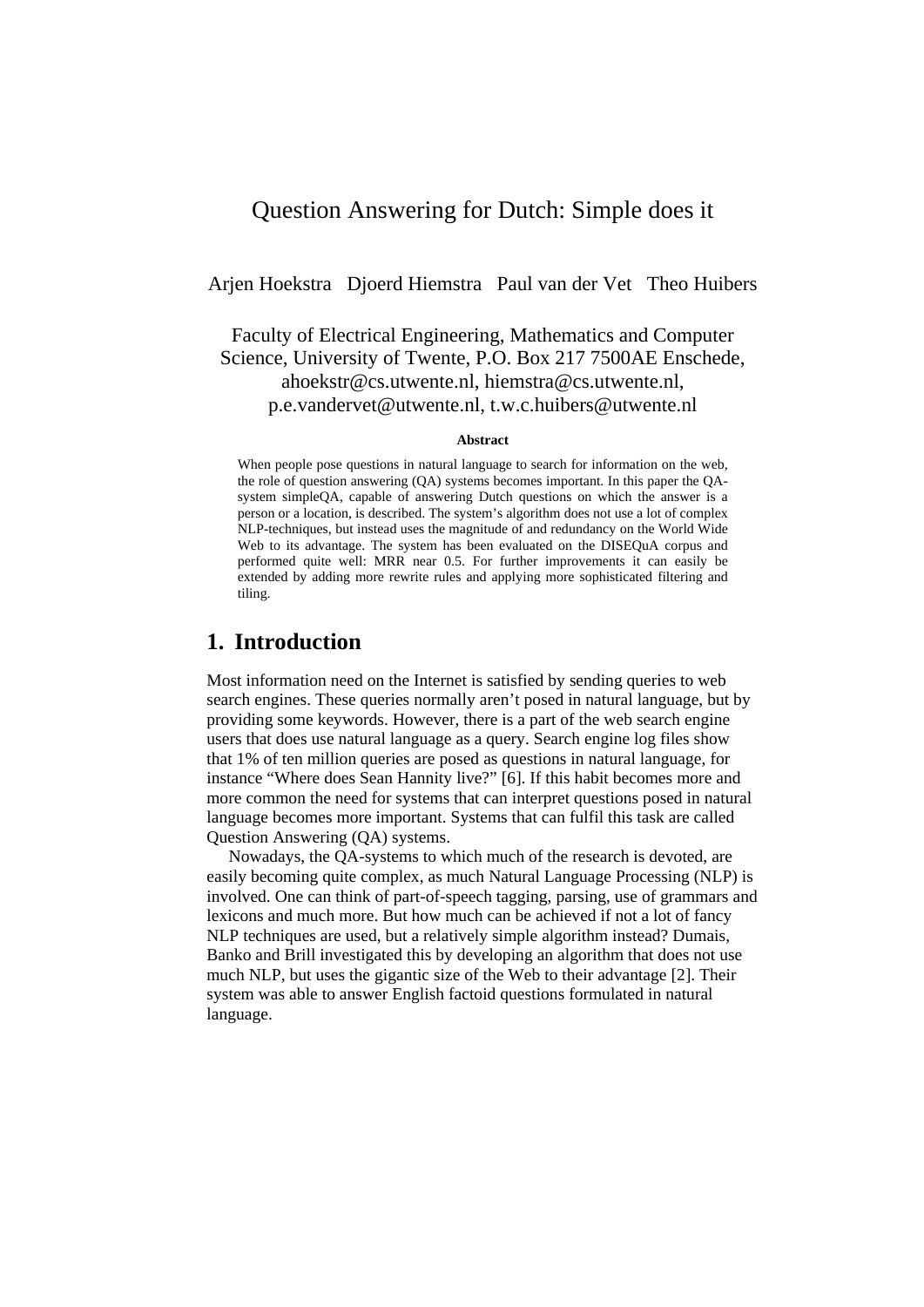# Question Answering for Dutch: Simple does it

Arjen Hoekstra Djoerd Hiemstra Paul van der Vet Theo Huibers

Faculty of Electrical Engineering, Mathematics and Computer Science, University of Twente, P.O. Box 217 7500AE Enschede, ahoekstr@cs.utwente.nl, hiemstra@cs.utwente.nl, p.e.vandervet@utwente.nl, t.w.c.huibers@utwente.nl

**Abstract**

When people pose questions in natural language to search for information on the web, the role of question answering (QA) systems becomes important. In this paper the QA-system simpleQA, capable of answering Dutch questions on which the answer is a person or a location, is described. The system's algorithm does not use a lot of complex NLP-techniques, but instead uses the magnitude of and redundancy on the World Wide Web to its advantage. The system has been evaluated on the DISEQuA corpus and performed quite well: MRR near 0.5. For further improvements it can easily be extended by adding more rewrite rules and applying more sophisticated filtering and tiling.

## 1. Introduction

Most information need on the Internet is satisfied by sending queries to web search engines. These queries normally aren't posed in natural language, but by providing some keywords. However, there is a part of the web search engine users that does use natural language as a query. Search engine log files show that 1% of ten million queries are posed as questions in natural language, for instance "Where does Sean Hannity live?" [6]. If this habit becomes more and more common the need for systems that can interpret questions posed in natural language becomes more important. Systems that can fulfil this task are called Question Answering (QA) systems.

Nowadays, the QA-systems to which much of the research is devoted, are easily becoming quite complex, as much Natural Language Processing (NLP) is involved. One can think of part-of-speech tagging, parsing, use of grammars and lexicons and much more. But how much can be achieved if not a lot of fancy NLP techniques are used, but a relatively simple algorithm instead? Dumais, Banko and Brill investigated this by developing an algorithm that does not use much NLP, but uses the gigantic size of the Web to their advantage [2]. Their system was able to answer English factoid questions formulated in natural language.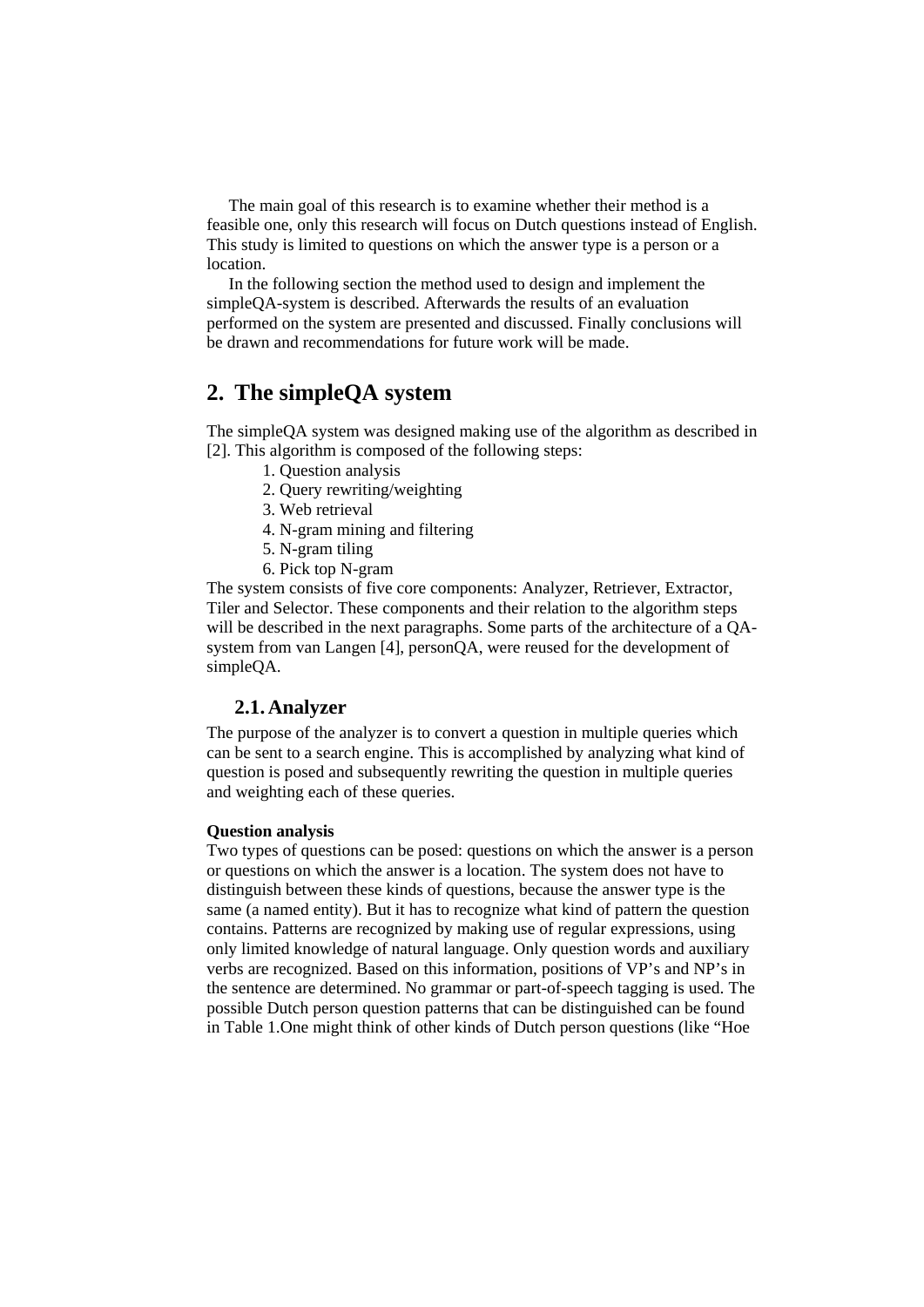The main goal of this research is to examine whether their method is a feasible one, only this research will focus on Dutch questions instead of English. This study is limited to questions on which the answer type is a person or a location.

In the following section the method used to design and implement the simpleQA-system is described. Afterwards the results of an evaluation performed on the system are presented and discussed. Finally conclusions will be drawn and recommendations for future work will be made.

## 2. The simpleQA system

The simpleQA system was designed making use of the algorithm as described in [2]. This algorithm is composed of the following steps:

1. Question analysis
2. Query rewriting/weighting
3. Web retrieval
4. N-gram mining and filtering
5. N-gram tiling
6. Pick top N-gram

The system consists of five core components: Analyzer, Retriever, Extractor, Tiler and Selector. These components and their relation to the algorithm steps will be described in the next paragraphs. Some parts of the architecture of a QA-system from van Langen [4], personQA, were reused for the development of simpleQA.

### 2.1. Analyzer

The purpose of the analyzer is to convert a question in multiple queries which can be sent to a search engine. This is accomplished by analyzing what kind of question is posed and subsequently rewriting the question in multiple queries and weighting each of these queries.

**Question analysis**

Two types of questions can be posed: questions on which the answer is a person or questions on which the answer is a location. The system does not have to distinguish between these kinds of questions, because the answer type is the same (a named entity). But it has to recognize what kind of pattern the question contains. Patterns are recognized by making use of regular expressions, using only limited knowledge of natural language. Only question words and auxiliary verbs are recognized. Based on this information, positions of VP's and NP's in the sentence are determined. No grammar or part-of-speech tagging is used. The possible Dutch person question patterns that can be distinguished can be found in Table 1.One might think of other kinds of Dutch person questions (like "Hoe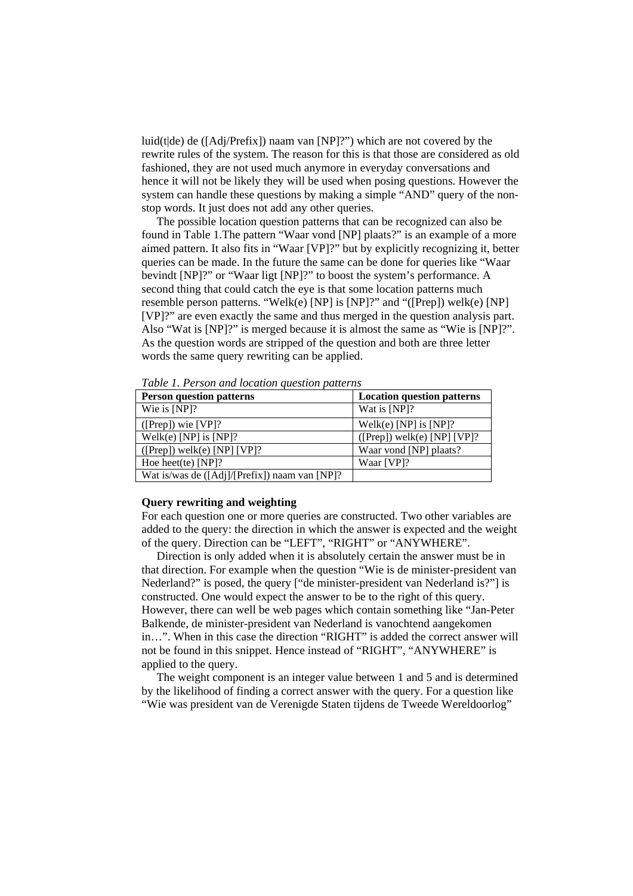luid(t|de) de ([Adj/Prefix]) naam van [NP]?") which are not covered by the rewrite rules of the system. The reason for this is that those are considered as old fashioned, they are not used much anymore in everyday conversations and hence it will not be likely they will be used when posing questions. However the system can handle these questions by making a simple "AND" query of the non-stop words. It just does not add any other queries.

The possible location question patterns that can be recognized can also be found in Table 1.The pattern "Waar vond [NP] plaats?" is an example of a more aimed pattern. It also fits in "Waar [VP]?" but by explicitly recognizing it, better queries can be made. In the future the same can be done for queries like "Waar bevindt [NP]?" or "Waar ligt [NP]?" to boost the system's performance. A second thing that could catch the eye is that some location patterns much resemble person patterns. "Welk(e) [NP] is [NP]?" and "([Prep]) welk(e) [NP] [VP]?" are even exactly the same and thus merged in the question analysis part. Also "Wat is [NP]?" is merged because it is almost the same as "Wie is [NP]?". As the question words are stripped of the question and both are three letter words the same query rewriting can be applied.

*Table 1. Person and location question patterns*

| Person question patterns | Location question patterns |
|---|---|
| Wie is [NP]? | Wat is [NP]? |
| ([Prep]) wie [VP]? | Welk(e) [NP] is [NP]? |
| Welk(e) [NP] is [NP]? | ([Prep]) welk(e) [NP] [VP]? |
| ([Prep]) welk(e) [NP] [VP]? | Waar vond [NP] plaats? |
| Hoe heet(te) [NP]? | Waar [VP]? |
| Wat is/was de ([Adj]/[Prefix]) naam van [NP]? | |

**Query rewriting and weighting**

For each question one or more queries are constructed. Two other variables are added to the query: the direction in which the answer is expected and the weight of the query. Direction can be "LEFT", "RIGHT" or "ANYWHERE".

Direction is only added when it is absolutely certain the answer must be in that direction. For example when the question "Wie is de minister-president van Nederland?" is posed, the query ["de minister-president van Nederland is?"] is constructed. One would expect the answer to be to the right of this query. However, there can well be web pages which contain something like "Jan-Peter Balkende, de minister-president van Nederland is vanochtend aangekomen in…". When in this case the direction "RIGHT" is added the correct answer will not be found in this snippet. Hence instead of "RIGHT", "ANYWHERE" is applied to the query.

The weight component is an integer value between 1 and 5 and is determined by the likelihood of finding a correct answer with the query. For a question like "Wie was president van de Verenigde Staten tijdens de Tweede Wereldoorlog"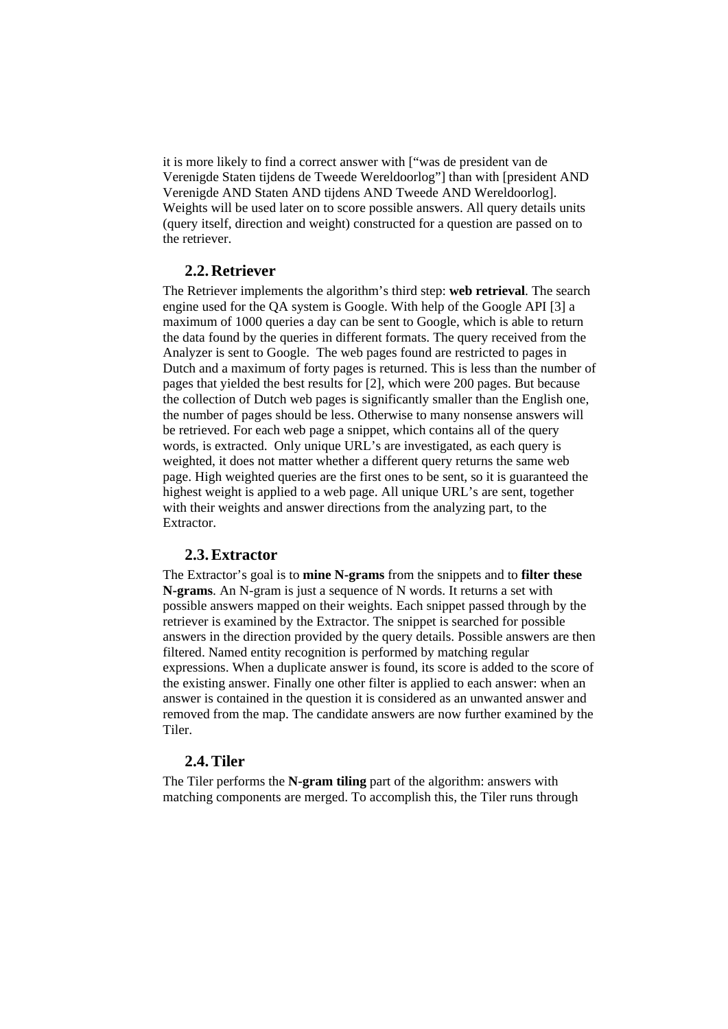it is more likely to find a correct answer with [“was de president van de Verenigde Staten tijdens de Tweede Wereldoorlog”] than with [president AND Verenigde AND Staten AND tijdens AND Tweede AND Wereldoorlog]. Weights will be used later on to score possible answers. All query details units (query itself, direction and weight) constructed for a question are passed on to the retriever.

## 2.2. Retriever

The Retriever implements the algorithm’s third step: **web retrieval**. The search engine used for the QA system is Google. With help of the Google API [3] a maximum of 1000 queries a day can be sent to Google, which is able to return the data found by the queries in different formats. The query received from the Analyzer is sent to Google. The web pages found are restricted to pages in Dutch and a maximum of forty pages is returned. This is less than the number of pages that yielded the best results for [2], which were 200 pages. But because the collection of Dutch web pages is significantly smaller than the English one, the number of pages should be less. Otherwise to many nonsense answers will be retrieved. For each web page a snippet, which contains all of the query words, is extracted. Only unique URL’s are investigated, as each query is weighted, it does not matter whether a different query returns the same web page. High weighted queries are the first ones to be sent, so it is guaranteed the highest weight is applied to a web page. All unique URL’s are sent, together with their weights and answer directions from the analyzing part, to the Extractor.

## 2.3. Extractor

The Extractor’s goal is to **mine N-grams** from the snippets and to **filter these N-grams**. An N-gram is just a sequence of N words. It returns a set with possible answers mapped on their weights. Each snippet passed through by the retriever is examined by the Extractor. The snippet is searched for possible answers in the direction provided by the query details. Possible answers are then filtered. Named entity recognition is performed by matching regular expressions. When a duplicate answer is found, its score is added to the score of the existing answer. Finally one other filter is applied to each answer: when an answer is contained in the question it is considered as an unwanted answer and removed from the map. The candidate answers are now further examined by the Tiler.

## 2.4. Tiler

The Tiler performs the **N-gram tiling** part of the algorithm: answers with matching components are merged. To accomplish this, the Tiler runs through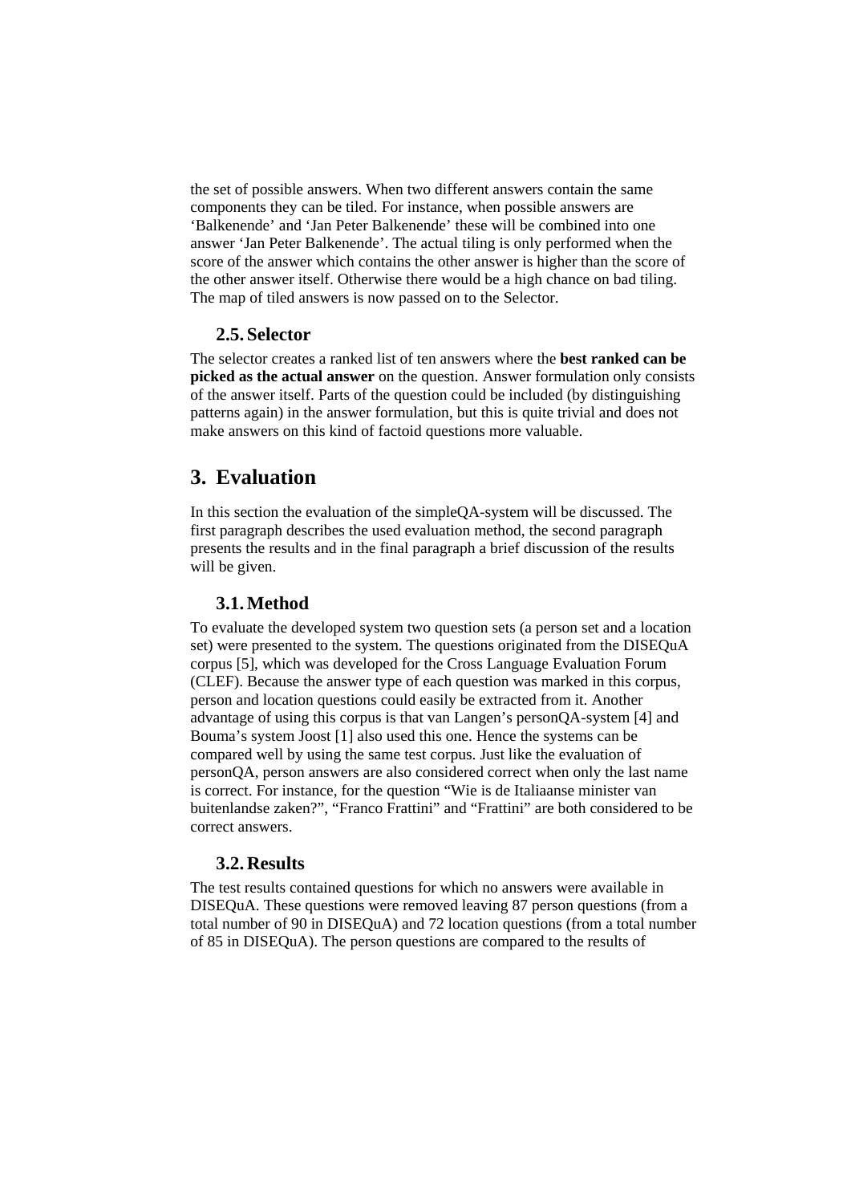the set of possible answers. When two different answers contain the same components they can be tiled. For instance, when possible answers are ‘Balkenende’ and ‘Jan Peter Balkenende’ these will be combined into one answer ‘Jan Peter Balkenende’. The actual tiling is only performed when the score of the answer which contains the other answer is higher than the score of the other answer itself. Otherwise there would be a high chance on bad tiling. The map of tiled answers is now passed on to the Selector.

### 2.5. Selector

The selector creates a ranked list of ten answers where the **best ranked can be picked as the actual answer** on the question. Answer formulation only consists of the answer itself. Parts of the question could be included (by distinguishing patterns again) in the answer formulation, but this is quite trivial and does not make answers on this kind of factoid questions more valuable.

## 3. Evaluation

In this section the evaluation of the simpleQA-system will be discussed. The first paragraph describes the used evaluation method, the second paragraph presents the results and in the final paragraph a brief discussion of the results will be given.

### 3.1. Method

To evaluate the developed system two question sets (a person set and a location set) were presented to the system. The questions originated from the DISEQuA corpus [5], which was developed for the Cross Language Evaluation Forum (CLEF). Because the answer type of each question was marked in this corpus, person and location questions could easily be extracted from it. Another advantage of using this corpus is that van Langen’s personQA-system [4] and Bouma’s system Joost [1] also used this one. Hence the systems can be compared well by using the same test corpus. Just like the evaluation of personQA, person answers are also considered correct when only the last name is correct. For instance, for the question “Wie is de Italiaanse minister van buitenlandse zaken?”, “Franco Frattini” and “Frattini” are both considered to be correct answers.

### 3.2. Results

The test results contained questions for which no answers were available in DISEQuA. These questions were removed leaving 87 person questions (from a total number of 90 in DISEQuA) and 72 location questions (from a total number of 85 in DISEQuA). The person questions are compared to the results of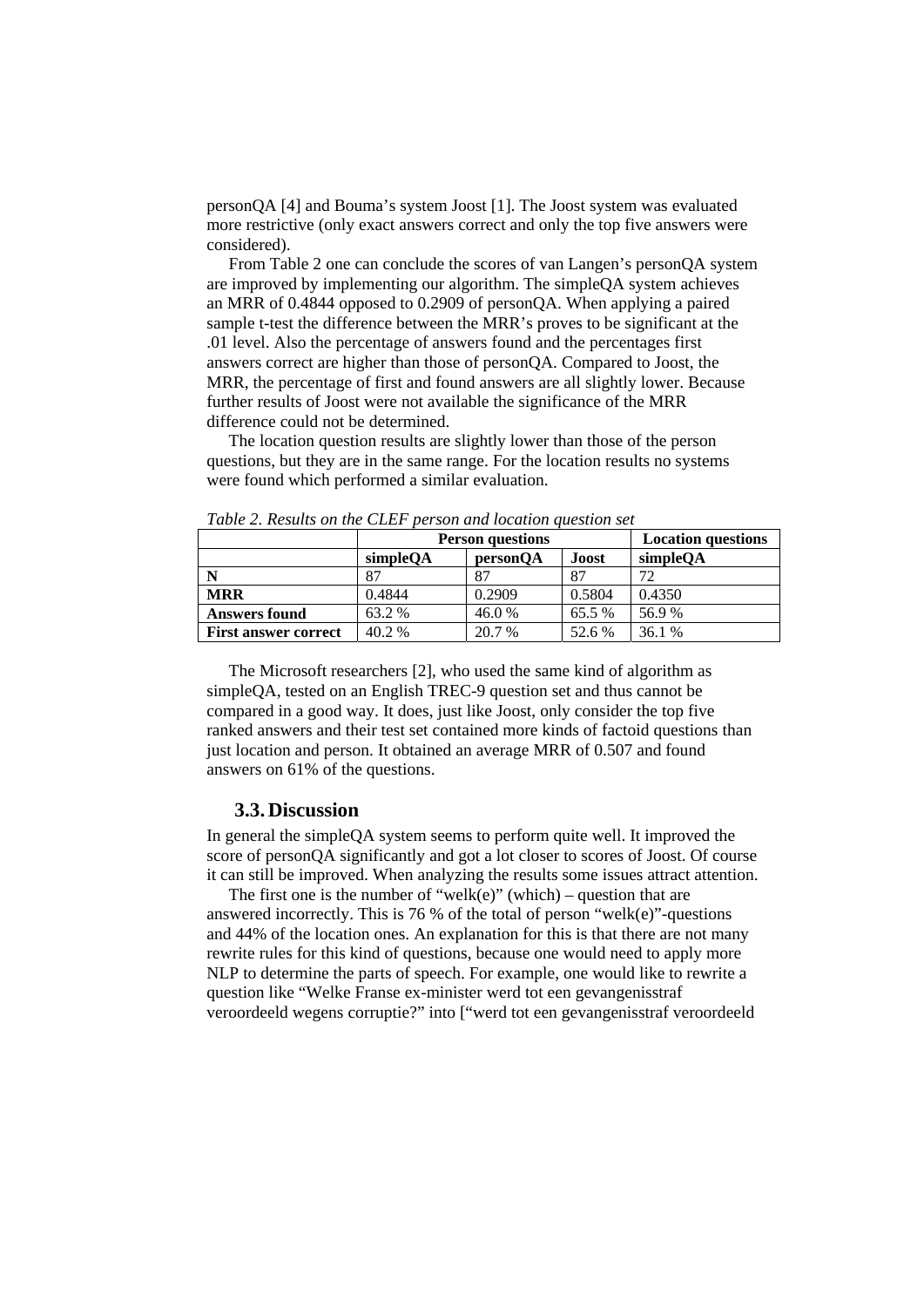personQA [4] and Bouma's system Joost [1]. The Joost system was evaluated more restrictive (only exact answers correct and only the top five answers were considered).

From Table 2 one can conclude the scores of van Langen's personQA system are improved by implementing our algorithm. The simpleQA system achieves an MRR of 0.4844 opposed to 0.2909 of personQA. When applying a paired sample t-test the difference between the MRR's proves to be significant at the .01 level. Also the percentage of answers found and the percentages first answers correct are higher than those of personQA. Compared to Joost, the MRR, the percentage of first and found answers are all slightly lower. Because further results of Joost were not available the significance of the MRR difference could not be determined.

The location question results are slightly lower than those of the person questions, but they are in the same range. For the location results no systems were found which performed a similar evaluation.

*Table 2. Results on the CLEF person and location question set*

| | **Person questions** | | | **Location questions** |
|---|---|---|---|---|
| | **simpleQA** | **personQA** | **Joost** | **simpleQA** |
| **N** | 87 | 87 | 87 | 72 |
| **MRR** | 0.4844 | 0.2909 | 0.5804 | 0.4350 |
| **Answers found** | 63.2 % | 46.0 % | 65.5 % | 56.9 % |
| **First answer correct** | 40.2 % | 20.7 % | 52.6 % | 36.1 % |

The Microsoft researchers [2], who used the same kind of algorithm as simpleQA, tested on an English TREC-9 question set and thus cannot be compared in a good way. It does, just like Joost, only consider the top five ranked answers and their test set contained more kinds of factoid questions than just location and person. It obtained an average MRR of 0.507 and found answers on 61% of the questions.

### 3.3. Discussion

In general the simpleQA system seems to perform quite well. It improved the score of personQA significantly and got a lot closer to scores of Joost. Of course it can still be improved. When analyzing the results some issues attract attention.

The first one is the number of "welk(e)" (which) – question that are answered incorrectly. This is 76 % of the total of person "welk(e)"-questions and 44% of the location ones. An explanation for this is that there are not many rewrite rules for this kind of questions, because one would need to apply more NLP to determine the parts of speech. For example, one would like to rewrite a question like "Welke Franse ex-minister werd tot een gevangenisstraf veroordeeld wegens corruptie?" into ["werd tot een gevangenisstraf veroordeeld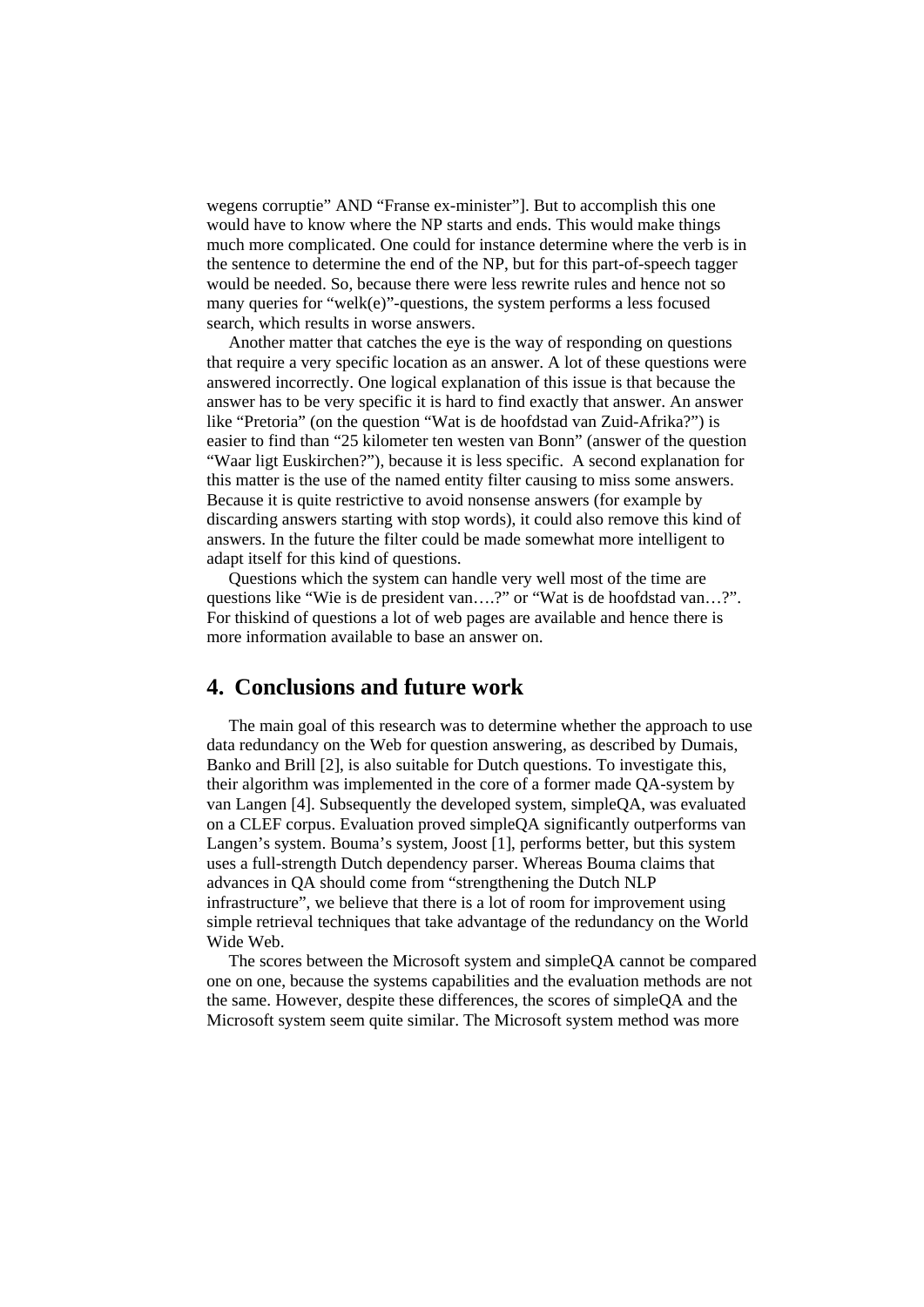wegens corruptie" AND "Franse ex-minister"]. But to accomplish this one would have to know where the NP starts and ends. This would make things much more complicated. One could for instance determine where the verb is in the sentence to determine the end of the NP, but for this part-of-speech tagger would be needed. So, because there were less rewrite rules and hence not so many queries for "welk(e)"-questions, the system performs a less focused search, which results in worse answers.

Another matter that catches the eye is the way of responding on questions that require a very specific location as an answer. A lot of these questions were answered incorrectly. One logical explanation of this issue is that because the answer has to be very specific it is hard to find exactly that answer. An answer like "Pretoria" (on the question "Wat is de hoofdstad van Zuid-Afrika?") is easier to find than "25 kilometer ten westen van Bonn" (answer of the question "Waar ligt Euskirchen?"), because it is less specific. A second explanation for this matter is the use of the named entity filter causing to miss some answers. Because it is quite restrictive to avoid nonsense answers (for example by discarding answers starting with stop words), it could also remove this kind of answers. In the future the filter could be made somewhat more intelligent to adapt itself for this kind of questions.

Questions which the system can handle very well most of the time are questions like "Wie is de president van….?" or "Wat is de hoofdstad van…?". For thiskind of questions a lot of web pages are available and hence there is more information available to base an answer on.

## 4. Conclusions and future work

The main goal of this research was to determine whether the approach to use data redundancy on the Web for question answering, as described by Dumais, Banko and Brill [2], is also suitable for Dutch questions. To investigate this, their algorithm was implemented in the core of a former made QA-system by van Langen [4]. Subsequently the developed system, simpleQA, was evaluated on a CLEF corpus. Evaluation proved simpleQA significantly outperforms van Langen's system. Bouma's system, Joost [1], performs better, but this system uses a full-strength Dutch dependency parser. Whereas Bouma claims that advances in QA should come from "strengthening the Dutch NLP infrastructure", we believe that there is a lot of room for improvement using simple retrieval techniques that take advantage of the redundancy on the World Wide Web.

The scores between the Microsoft system and simpleQA cannot be compared one on one, because the systems capabilities and the evaluation methods are not the same. However, despite these differences, the scores of simpleQA and the Microsoft system seem quite similar. The Microsoft system method was more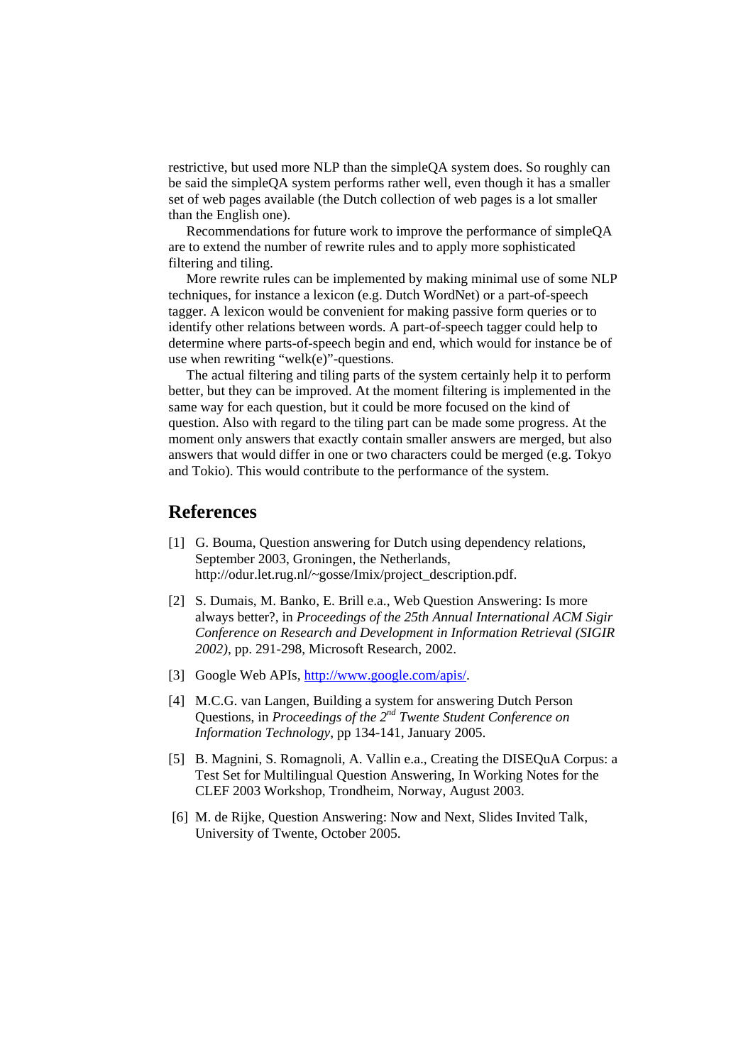restrictive, but used more NLP than the simpleQA system does. So roughly can be said the simpleQA system performs rather well, even though it has a smaller set of web pages available (the Dutch collection of web pages is a lot smaller than the English one).

Recommendations for future work to improve the performance of simpleQA are to extend the number of rewrite rules and to apply more sophisticated filtering and tiling.

More rewrite rules can be implemented by making minimal use of some NLP techniques, for instance a lexicon (e.g. Dutch WordNet) or a part-of-speech tagger. A lexicon would be convenient for making passive form queries or to identify other relations between words. A part-of-speech tagger could help to determine where parts-of-speech begin and end, which would for instance be of use when rewriting "welk(e)"-questions.

The actual filtering and tiling parts of the system certainly help it to perform better, but they can be improved. At the moment filtering is implemented in the same way for each question, but it could be more focused on the kind of question. Also with regard to the tiling part can be made some progress. At the moment only answers that exactly contain smaller answers are merged, but also answers that would differ in one or two characters could be merged (e.g. Tokyo and Tokio). This would contribute to the performance of the system.

## References

[1] G. Bouma, Question answering for Dutch using dependency relations, September 2003, Groningen, the Netherlands, http://odur.let.rug.nl/~gosse/Imix/project_description.pdf.

[2] S. Dumais, M. Banko, E. Brill e.a., Web Question Answering: Is more always better?, in *Proceedings of the 25th Annual International ACM Sigir Conference on Research and Development in Information Retrieval (SIGIR 2002)*, pp. 291-298, Microsoft Research, 2002.

[3] Google Web APIs, http://www.google.com/apis/.

[4] M.C.G. van Langen, Building a system for answering Dutch Person Questions, in *Proceedings of the 2nd Twente Student Conference on Information Technology*, pp 134-141, January 2005.

[5] B. Magnini, S. Romagnoli, A. Vallin e.a., Creating the DISEQuA Corpus: a Test Set for Multilingual Question Answering, In Working Notes for the CLEF 2003 Workshop, Trondheim, Norway, August 2003.

[6] M. de Rijke, Question Answering: Now and Next, Slides Invited Talk, University of Twente, October 2005.